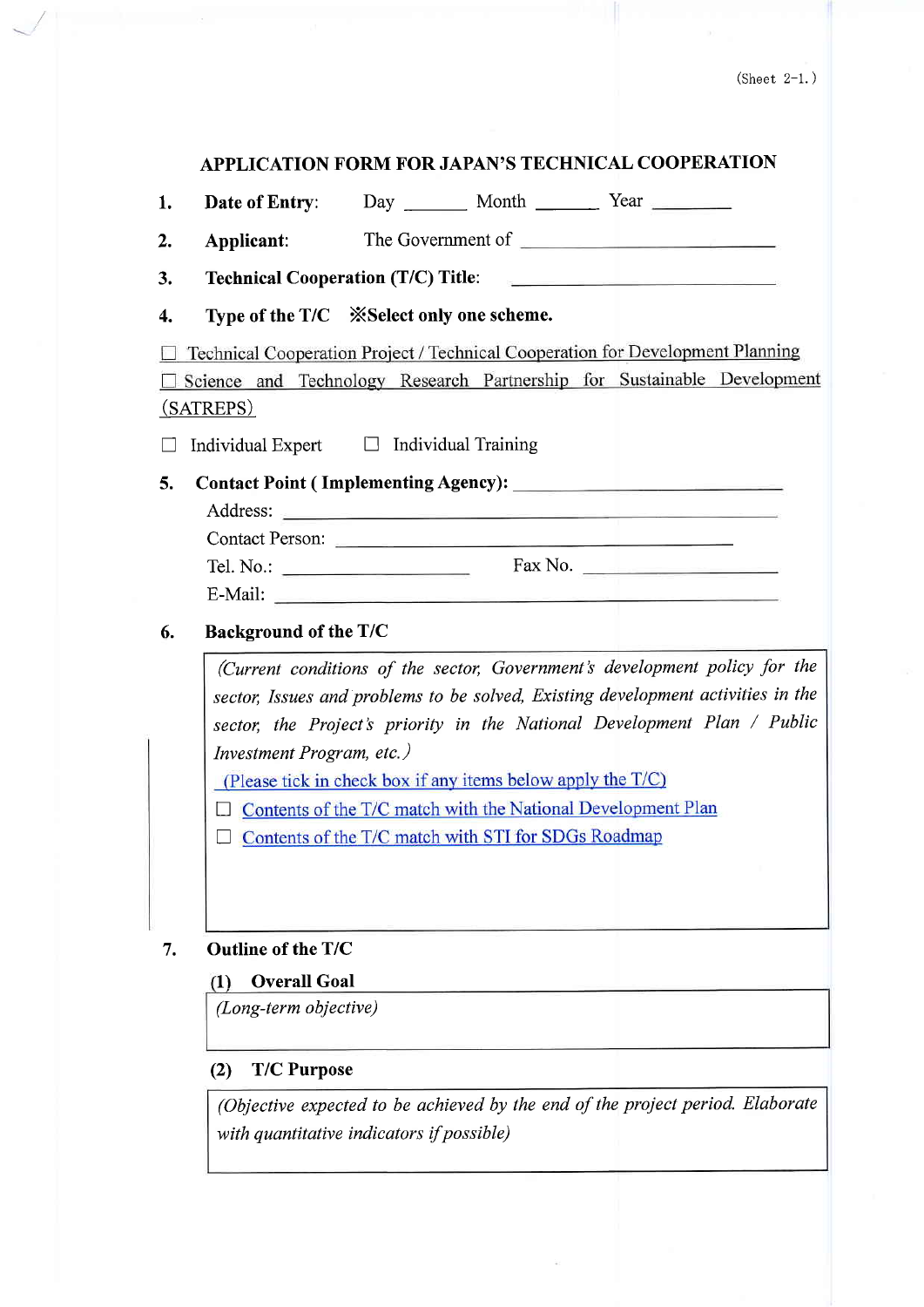(Sheet 2-1.)

# APPLICATION FORM FOR JAPAN'S TECHNICAL COOPERATION

1. **Date of Entry**: Day \_\_\_\_\_\_ Month \_\_\_\_\_\_ Year \_\_\_\_\_\_\_

2. **Applicant**: The Government of \_\_\_\_\_\_\_\_\_\_\_\_\_\_\_\_\_\_\_\_\_\_\_\_\_\_

3. **Technical Cooperation (T/C) Title**: \_\_\_\_\_\_\_\_\_\_\_\_\_\_\_\_\_\_\_\_\_\_\_\_\_\_

4. **Type of the T/C** **※Select only one scheme.**

☐ Technical Cooperation Project / Technical Cooperation for Development Planning

☐ Science and Technology Research Partnership for Sustainable Development (SATREPS)

☐ Individual Expert ☐ Individual Training

5. **Contact Point ( Implementing Agency):** \_\_\_\_\_\_\_\_\_\_\_\_\_\_\_\_\_\_\_\_\_\_\_\_\_\_

   Address: \_\_\_\_\_\_\_\_\_\_\_\_\_\_\_\_\_\_\_\_\_\_\_\_\_\_\_\_\_\_\_\_\_\_\_\_\_\_\_\_\_

   Contact Person: \_\_\_\_\_\_\_\_\_\_\_\_\_\_\_\_\_\_\_\_\_\_\_\_\_\_\_\_\_\_\_\_\_\_\_

   Tel. No.: \_\_\_\_\_\_\_\_\_\_\_\_\_\_\_\_\_\_ Fax No. \_\_\_\_\_\_\_\_\_\_\_\_\_\_\_\_\_\_

   E-Mail: \_\_\_\_\_\_\_\_\_\_\_\_\_\_\_\_\_\_\_\_\_\_\_\_\_\_\_\_\_\_\_\_\_\_\_\_\_\_\_\_\_

6. **Background of the T/C**

| *(Current conditions of the sector, Government's development policy for the sector, Issues and problems to be solved, Existing development activities in the sector, the Project's priority in the National Development Plan / Public Investment Program, etc.)*<br>(Please tick in check box if any items below apply the T/C)<br>☐ Contents of the T/C match with the National Development Plan<br>☐ Contents of the T/C match with STI for SDGs Roadmap |
|---|

7. **Outline of the T/C**

   **(1) Overall Goal**

| *(Long-term objective)* |
|---|

   **(2) T/C Purpose**

| *(Objective expected to be achieved by the end of the project period. Elaborate with quantitative indicators if possible)* |
|---|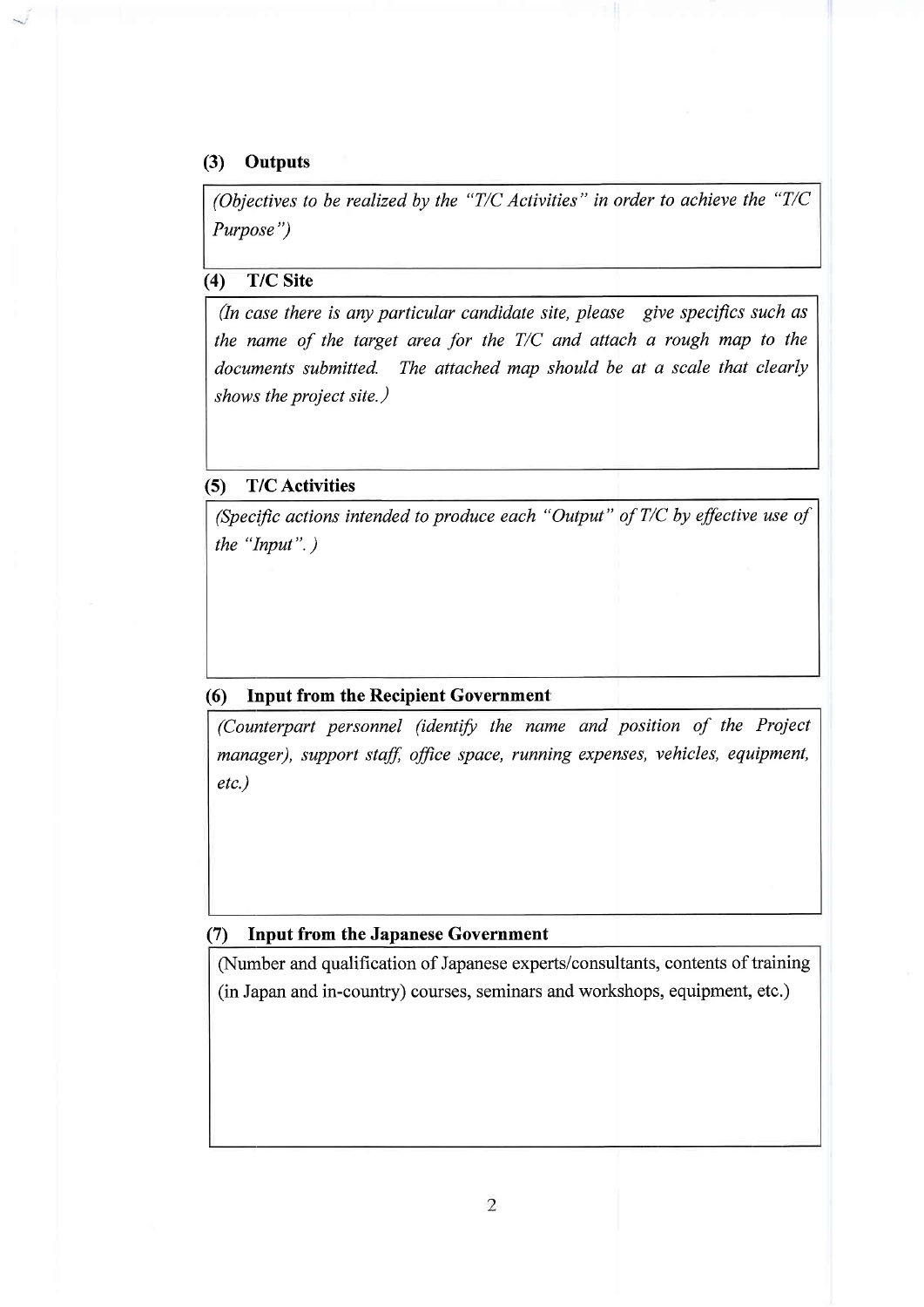### (3) Outputs

*(Objectives to be realized by the "T/C Activities" in order to achieve the "T/C Purpose")*

### (4) T/C Site

*(In case there is any particular candidate site, please give specifics such as the name of the target area for the T/C and attach a rough map to the documents submitted. The attached map should be at a scale that clearly shows the project site.)*

### (5) T/C Activities

*(Specific actions intended to produce each "Output" of T/C by effective use of the "Input".)*

### (6) Input from the Recipient Government

*(Counterpart personnel (identify the name and position of the Project manager), support staff, office space, running expenses, vehicles, equipment, etc.)*

### (7) Input from the Japanese Government

(Number and qualification of Japanese experts/consultants, contents of training (in Japan and in-country) courses, seminars and workshops, equipment, etc.)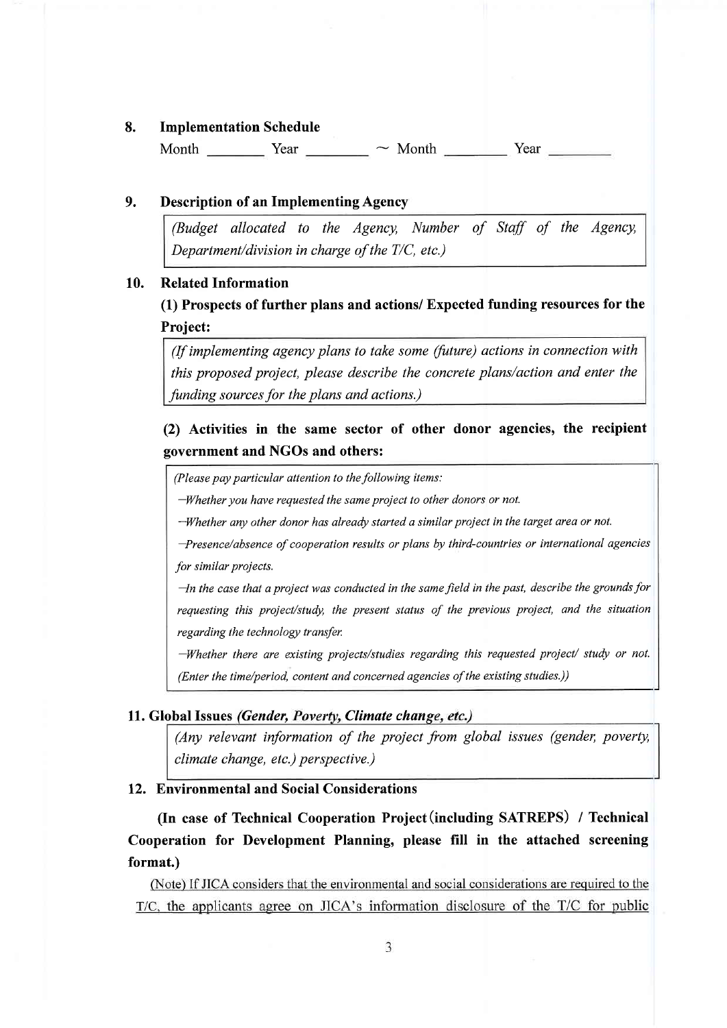## 8. Implementation Schedule

Month ________ Year ________ ~ Month ________ Year ________

## 9. Description of an Implementing Agency

*(Budget allocated to the Agency, Number of Staff of the Agency, Department/division in charge of the T/C, etc.)*

## 10. Related Information

### (1) Prospects of further plans and actions/ Expected funding resources for the Project:

*(If implementing agency plans to take some (future) actions in connection with this proposed project, please describe the concrete plans/action and enter the funding sources for the plans and actions.)*

### (2) Activities in the same sector of other donor agencies, the recipient government and NGOs and others:

*(Please pay particular attention to the following items:*

*−Whether you have requested the same project to other donors or not.*

*−Whether any other donor has already started a similar project in the target area or not.*

*−Presence/absence of cooperation results or plans by third-countries or international agencies for similar projects.*

*−In the case that a project was conducted in the same field in the past, describe the grounds for requesting this project/study, the present status of the previous project, and the situation regarding the technology transfer.*

*−Whether there are existing projects/studies regarding this requested project/ study or not. (Enter the time/period, content and concerned agencies of the existing studies.))*

## 11. Global Issues *(Gender, Poverty, Climate change, etc.)*

*(Any relevant information of the project from global issues (gender, poverty, climate change, etc.) perspective.)*

## 12. Environmental and Social Considerations

**(In case of Technical Cooperation Project (including SATREPS) / Technical Cooperation for Development Planning, please fill in the attached screening format.)**

(Note) If JICA considers that the environmental and social considerations are required to the T/C, the applicants agree on JICA's information disclosure of the T/C for public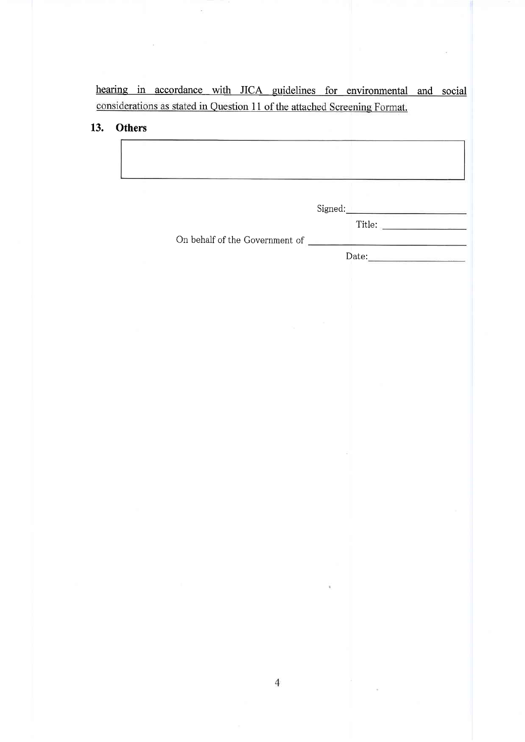hearing in accordance with JICA guidelines for environmental and social considerations as stated in Question 11 of the attached Screening Format.

## 13. Others

| |
|---|
| |

Signed: ______________________

Title: ______________________

On behalf of the Government of ______________________

Date: ______________________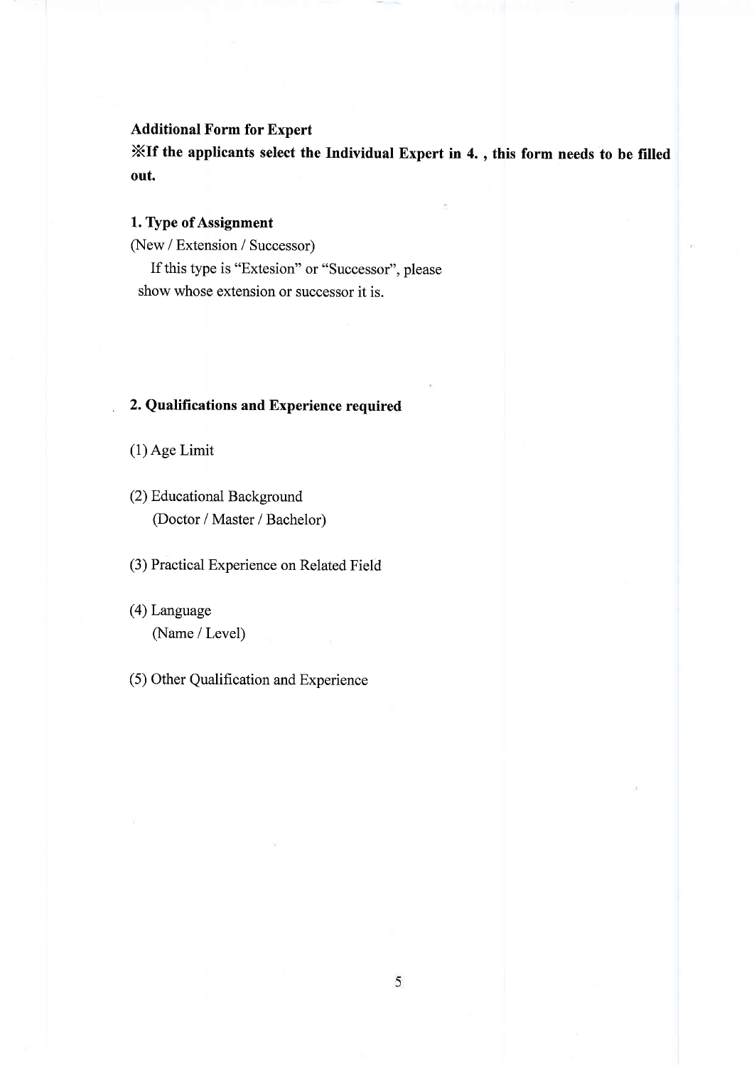**Additional Form for Expert**

**※If the applicants select the Individual Expert in 4. , this form needs to be filled out.**

**1. Type of Assignment**

(New / Extension / Successor)

If this type is "Extesion" or "Successor", please show whose extension or successor it is.

**2. Qualifications and Experience required**

(1) Age Limit

(2) Educational Background
(Doctor / Master / Bachelor)

(3) Practical Experience on Related Field

(4) Language
(Name / Level)

(5) Other Qualification and Experience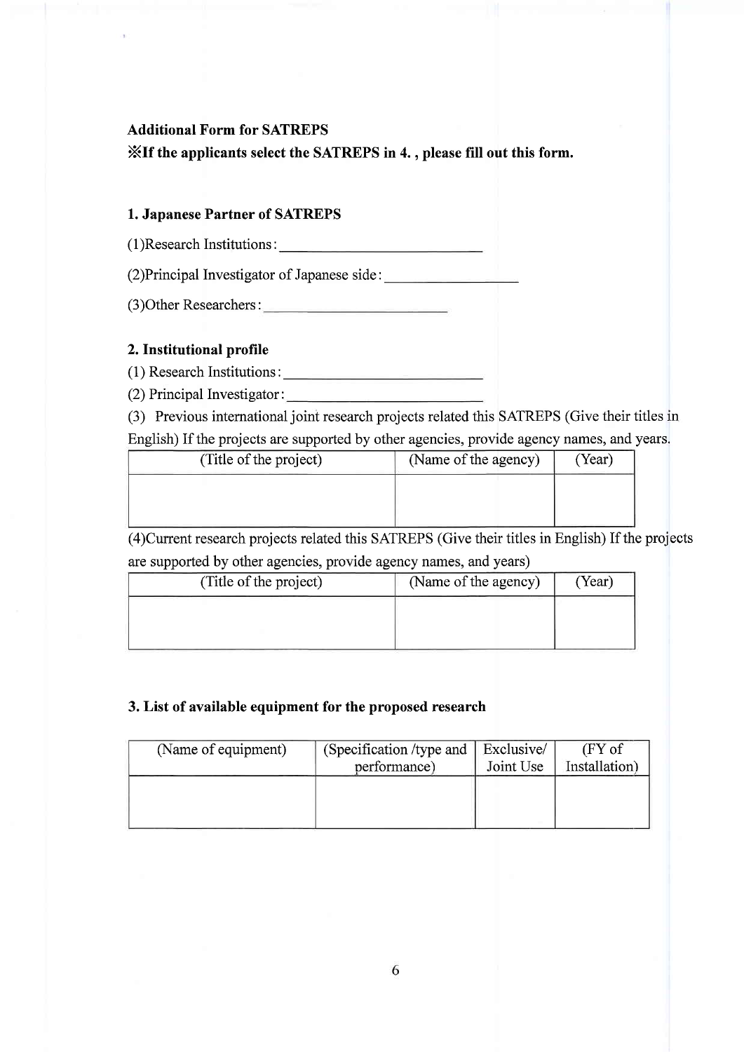**Additional Form for SATREPS**

**※If the applicants select the SATREPS in 4. , please fill out this form.**

### 1. Japanese Partner of SATREPS

(1)Research Institutions: ______________________

(2)Principal Investigator of Japanese side: ______________

(3)Other Researchers: ____________________

### 2. Institutional profile

(1) Research Institutions: ______________________

(2) Principal Investigator: ______________________

(3) Previous international joint research projects related this SATREPS (Give their titles in English) If the projects are supported by other agencies, provide agency names, and years.

| (Title of the project) | (Name of the agency) | (Year) |
| --- | --- | --- |
| | | |

(4)Current research projects related this SATREPS (Give their titles in English) If the projects are supported by other agencies, provide agency names, and years)

| (Title of the project) | (Name of the agency) | (Year) |
| --- | --- | --- |
| | | |

### 3. List of available equipment for the proposed research

| (Name of equipment) | (Specification /type and performance) | Exclusive/ Joint Use | (FY of Installation) |
| --- | --- | --- | --- |
| | | | |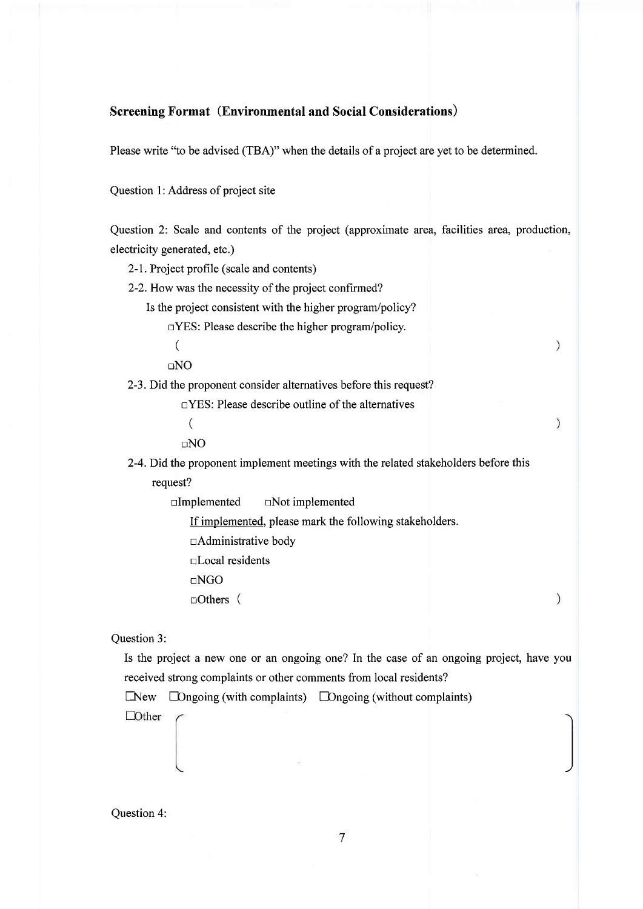### Screening Format（Environmental and Social Considerations）

Please write "to be advised (TBA)" when the details of a project are yet to be determined.

Question 1: Address of project site

Question 2: Scale and contents of the project (approximate area, facilities area, production, electricity generated, etc.)

2-1. Project profile (scale and contents)

2-2. How was the necessity of the project confirmed?

Is the project consistent with the higher program/policy?

□YES: Please describe the higher program/policy.

(                                                                                    )

□NO

2-3. Did the proponent consider alternatives before this request?

□YES: Please describe outline of the alternatives

(                                                                                    )

□NO

2-4. Did the proponent implement meetings with the related stakeholders before this request?

□Implemented　　□Not implemented

<u>If implemented</u>, please mark the following stakeholders.

□Administrative body

□Local residents

□NGO

□Others（                                                                                    ）

Question 3:

Is the project a new one or an ongoing one? In the case of an ongoing project, have you received strong complaints or other comments from local residents?

□New　□Ongoing (with complaints)　□Ongoing (without complaints)

□Other（                                                                                    ）

Question 4: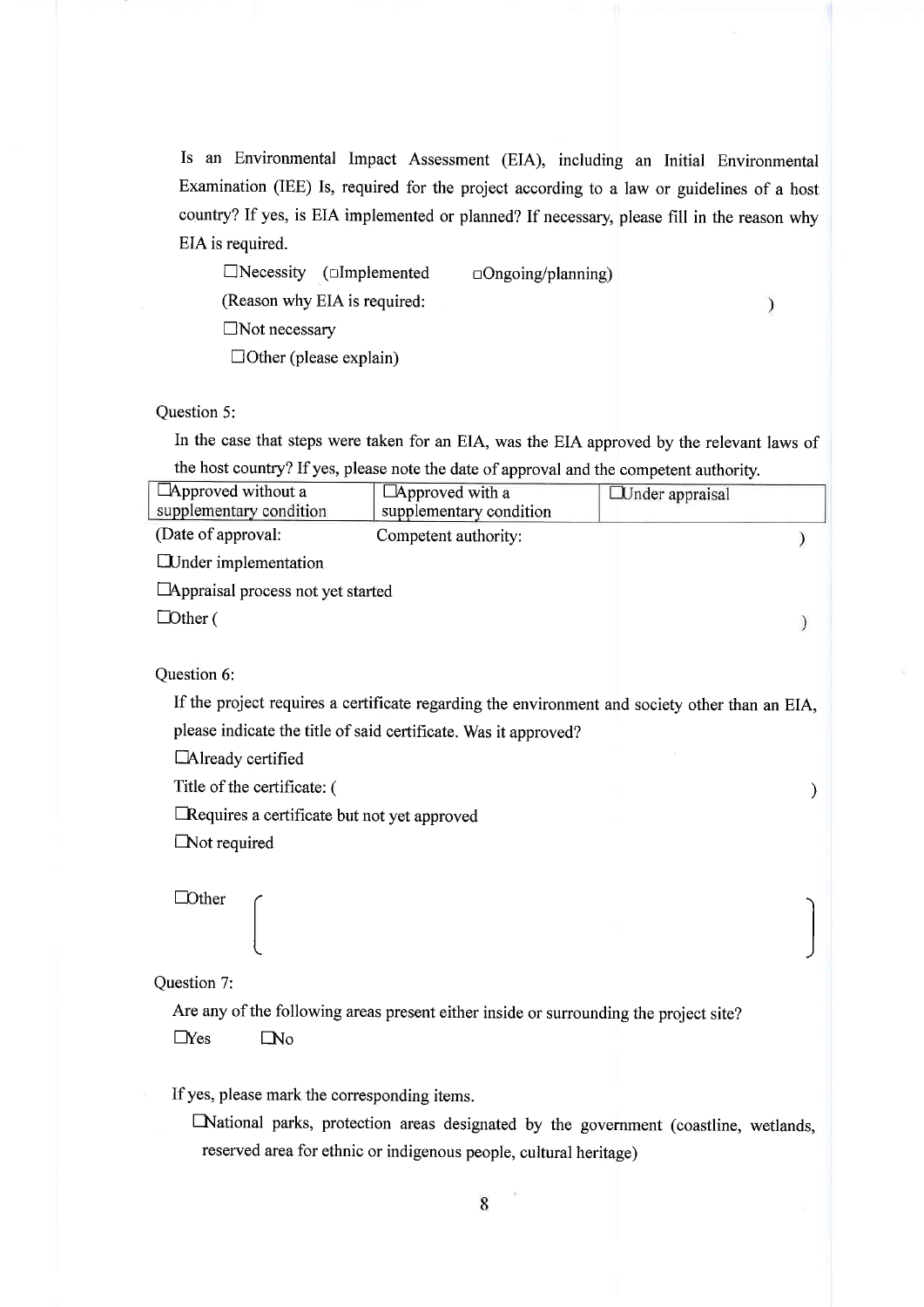Is an Environmental Impact Assessment (EIA), including an Initial Environmental Examination (IEE) Is, required for the project according to a law or guidelines of a host country? If yes, is EIA implemented or planned? If necessary, please fill in the reason why EIA is required.

☐Necessity (☐Implemented ☐Ongoing/planning)

(Reason why EIA is required: )

☐Not necessary

☐Other (please explain)

Question 5:

In the case that steps were taken for an EIA, was the EIA approved by the relevant laws of the host country? If yes, please note the date of approval and the competent authority.

| ☐Approved without a supplementary condition | ☐Approved with a supplementary condition | ☐Under appraisal |
|---|---|---|

(Date of approval: Competent authority: )

☐Under implementation

☐Appraisal process not yet started

☐Other ( )

Question 6:

If the project requires a certificate regarding the environment and society other than an EIA, please indicate the title of said certificate. Was it approved?

☐Already certified

Title of the certificate: ( )

☐Requires a certificate but not yet approved

☐Not required

☐Other ( )

Question 7:

Are any of the following areas present either inside or surrounding the project site?

☐Yes ☐No

If yes, please mark the corresponding items.

☐National parks, protection areas designated by the government (coastline, wetlands, reserved area for ethnic or indigenous people, cultural heritage)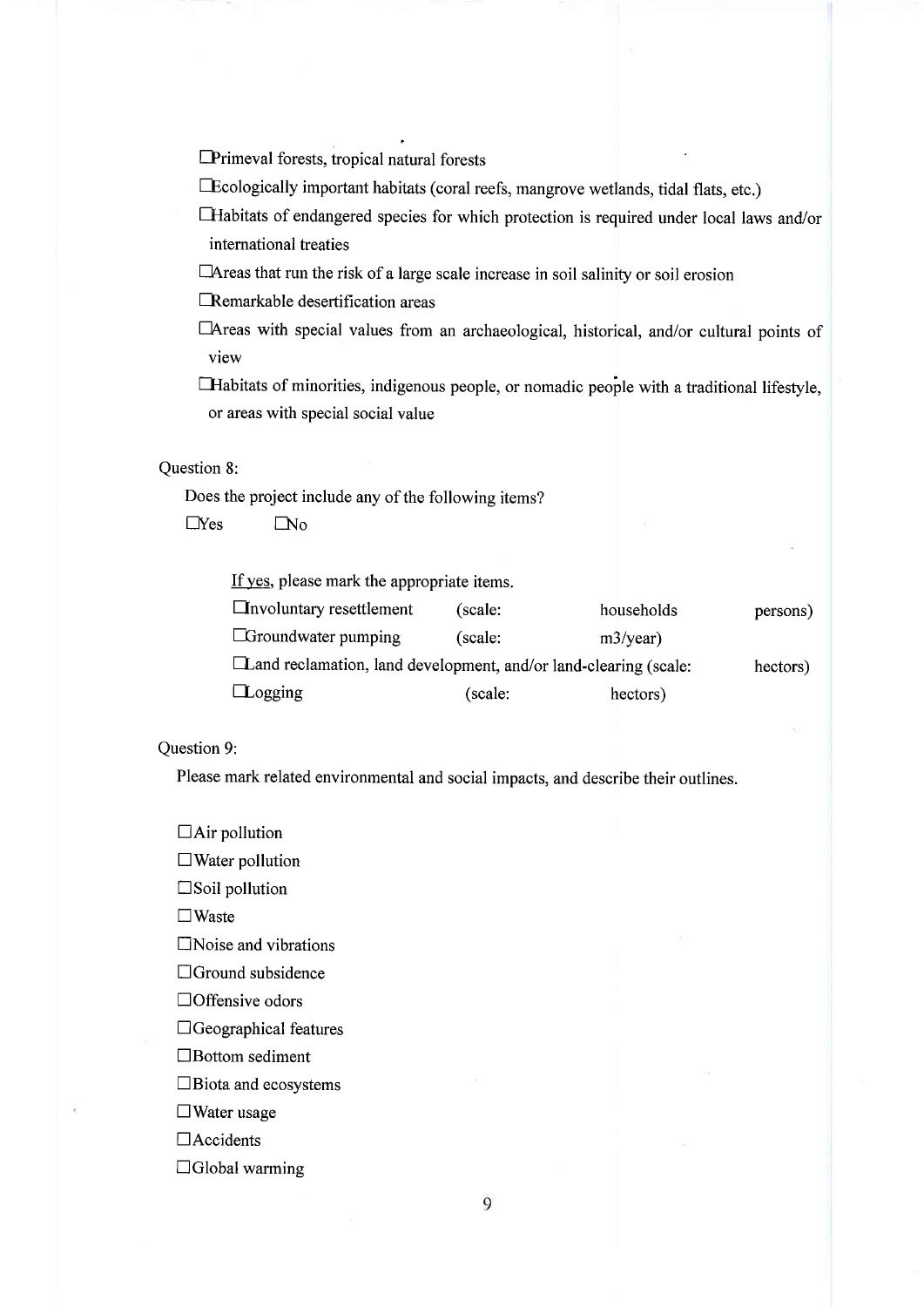☐Primeval forests, tropical natural forests

☐Ecologically important habitats (coral reefs, mangrove wetlands, tidal flats, etc.)

☐Habitats of endangered species for which protection is required under local laws and/or international treaties

☐Areas that run the risk of a large scale increase in soil salinity or soil erosion

☐Remarkable desertification areas

☐Areas with special values from an archaeological, historical, and/or cultural points of view

☐Habitats of minorities, indigenous people, or nomadic people with a traditional lifestyle, or areas with special social value

Question 8:

Does the project include any of the following items?

☐Yes ☐No

If yes, please mark the appropriate items.

☐Involuntary resettlement (scale: households persons)

☐Groundwater pumping (scale: m3/year)

☐Land reclamation, land development, and/or land-clearing (scale: hectors)

☐Logging (scale: hectors)

Question 9:

Please mark related environmental and social impacts, and describe their outlines.

☐Air pollution

☐Water pollution

☐Soil pollution

☐Waste

☐Noise and vibrations

☐Ground subsidence

☐Offensive odors

☐Geographical features

☐Bottom sediment

☐Biota and ecosystems

☐Water usage

☐Accidents

☐Global warming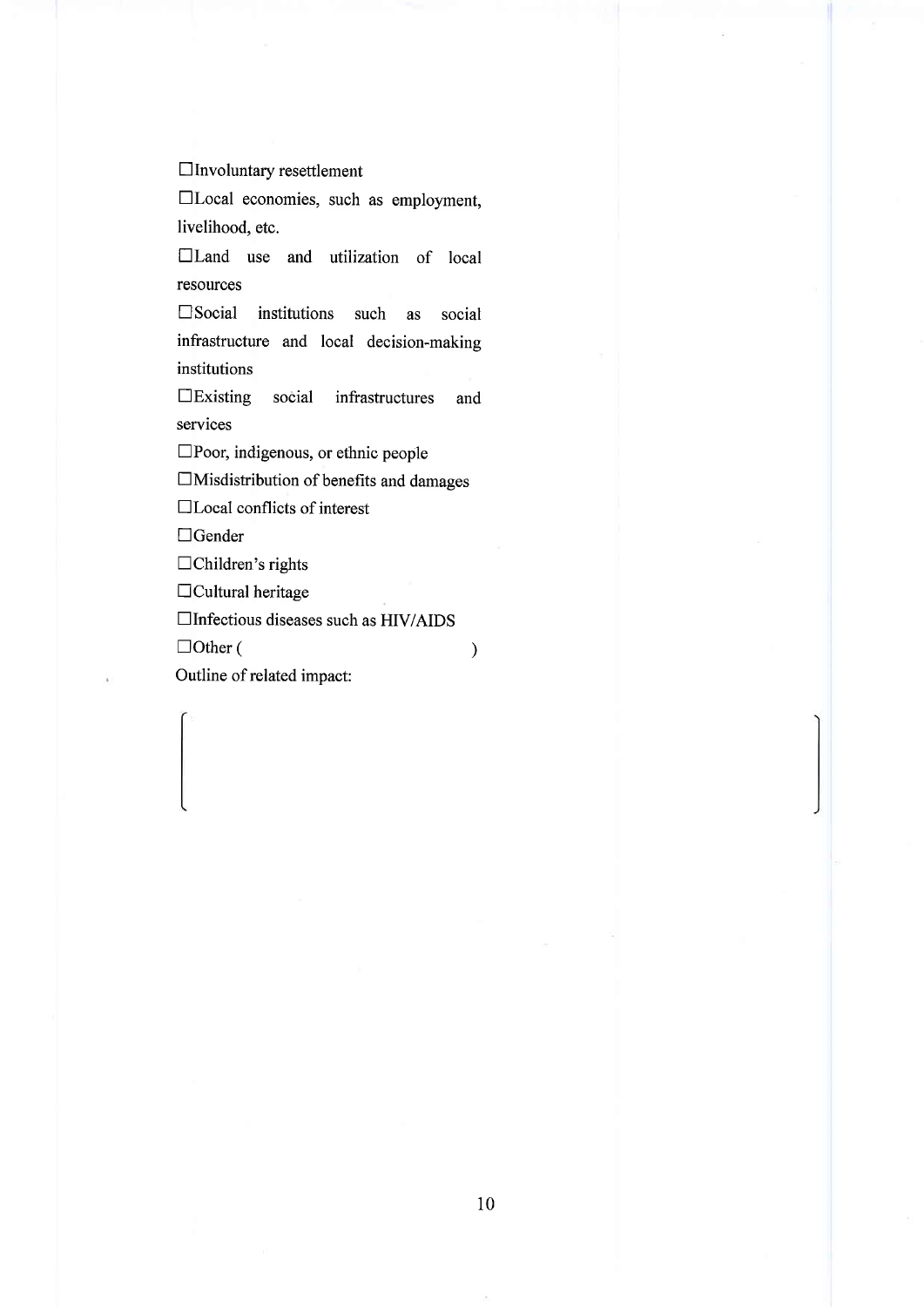☐Involuntary resettlement

☐Local economies, such as employment, livelihood, etc.

☐Land use and utilization of local resources

☐Social institutions such as social infrastructure and local decision-making institutions

☐Existing social infrastructures and services

☐Poor, indigenous, or ethnic people

☐Misdistribution of benefits and damages

☐Local conflicts of interest

☐Gender

☐Children's rights

☐Cultural heritage

☐Infectious diseases such as HIV/AIDS

☐Other ( )

Outline of related impact:

( )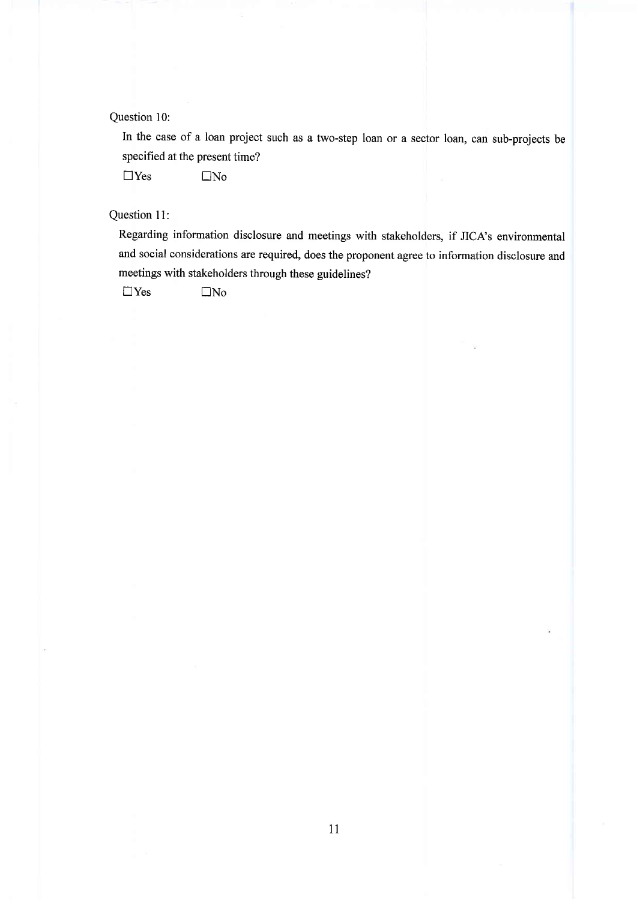Question 10:

In the case of a loan project such as a two-step loan or a sector loan, can sub-projects be specified at the present time?

☐Yes ☐No

Question 11:

Regarding information disclosure and meetings with stakeholders, if JICA's environmental and social considerations are required, does the proponent agree to information disclosure and meetings with stakeholders through these guidelines?

☐Yes ☐No